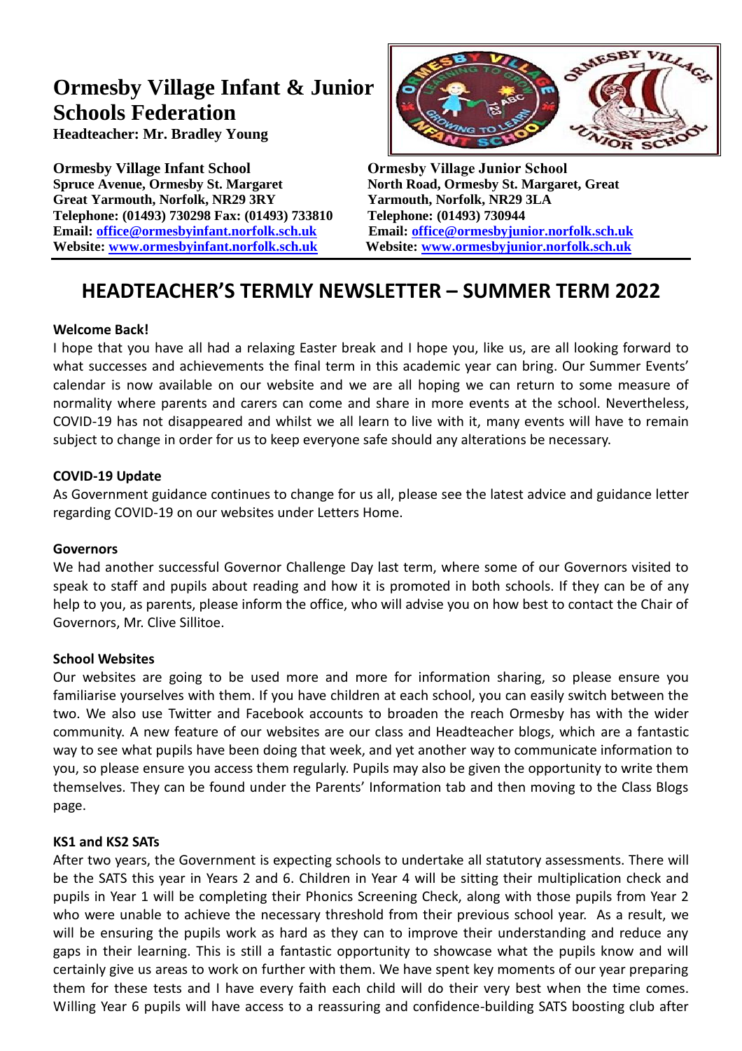# Ormesby Village Infant & Junior Schools Federation

**Headteacher: Mr. Bradley Young**

**Ormesby Village Infant School**
**Spruce Avenue, Ormesby St. Margaret**
**Great Yarmouth, Norfolk, NR29 3RY**
**Telephone: (01493) 730298 Fax: (01493) 733810**
**Email: office@ormesbyinfant.norfolk.sch.uk**
**Website: www.ormesbyinfant.norfolk.sch.uk**

**Ormesby Village Junior School**
**North Road, Ormesby St. Margaret, Great Yarmouth, Norfolk, NR29 3LA**
**Telephone: (01493) 730944**
**Email: office@ormesbyjunior.norfolk.sch.uk**
**Website: www.ormesbyjunior.norfolk.sch.uk**

## HEADTEACHER'S TERMLY NEWSLETTER – SUMMER TERM 2022

**Welcome Back!**

I hope that you have all had a relaxing Easter break and I hope you, like us, are all looking forward to what successes and achievements the final term in this academic year can bring. Our Summer Events' calendar is now available on our website and we are all hoping we can return to some measure of normality where parents and carers can come and share in more events at the school. Nevertheless, COVID-19 has not disappeared and whilst we all learn to live with it, many events will have to remain subject to change in order for us to keep everyone safe should any alterations be necessary.

**COVID-19 Update**

As Government guidance continues to change for us all, please see the latest advice and guidance letter regarding COVID-19 on our websites under Letters Home.

**Governors**

We had another successful Governor Challenge Day last term, where some of our Governors visited to speak to staff and pupils about reading and how it is promoted in both schools. If they can be of any help to you, as parents, please inform the office, who will advise you on how best to contact the Chair of Governors, Mr. Clive Sillitoe.

**School Websites**

Our websites are going to be used more and more for information sharing, so please ensure you familiarise yourselves with them. If you have children at each school, you can easily switch between the two. We also use Twitter and Facebook accounts to broaden the reach Ormesby has with the wider community. A new feature of our websites are our class and Headteacher blogs, which are a fantastic way to see what pupils have been doing that week, and yet another way to communicate information to you, so please ensure you access them regularly. Pupils may also be given the opportunity to write them themselves. They can be found under the Parents' Information tab and then moving to the Class Blogs page.

**KS1 and KS2 SATs**

After two years, the Government is expecting schools to undertake all statutory assessments. There will be the SATS this year in Years 2 and 6. Children in Year 4 will be sitting their multiplication check and pupils in Year 1 will be completing their Phonics Screening Check, along with those pupils from Year 2 who were unable to achieve the necessary threshold from their previous school year. As a result, we will be ensuring the pupils work as hard as they can to improve their understanding and reduce any gaps in their learning. This is still a fantastic opportunity to showcase what the pupils know and will certainly give us areas to work on further with them. We have spent key moments of our year preparing them for these tests and I have every faith each child will do their very best when the time comes. Willing Year 6 pupils will have access to a reassuring and confidence-building SATS boosting club after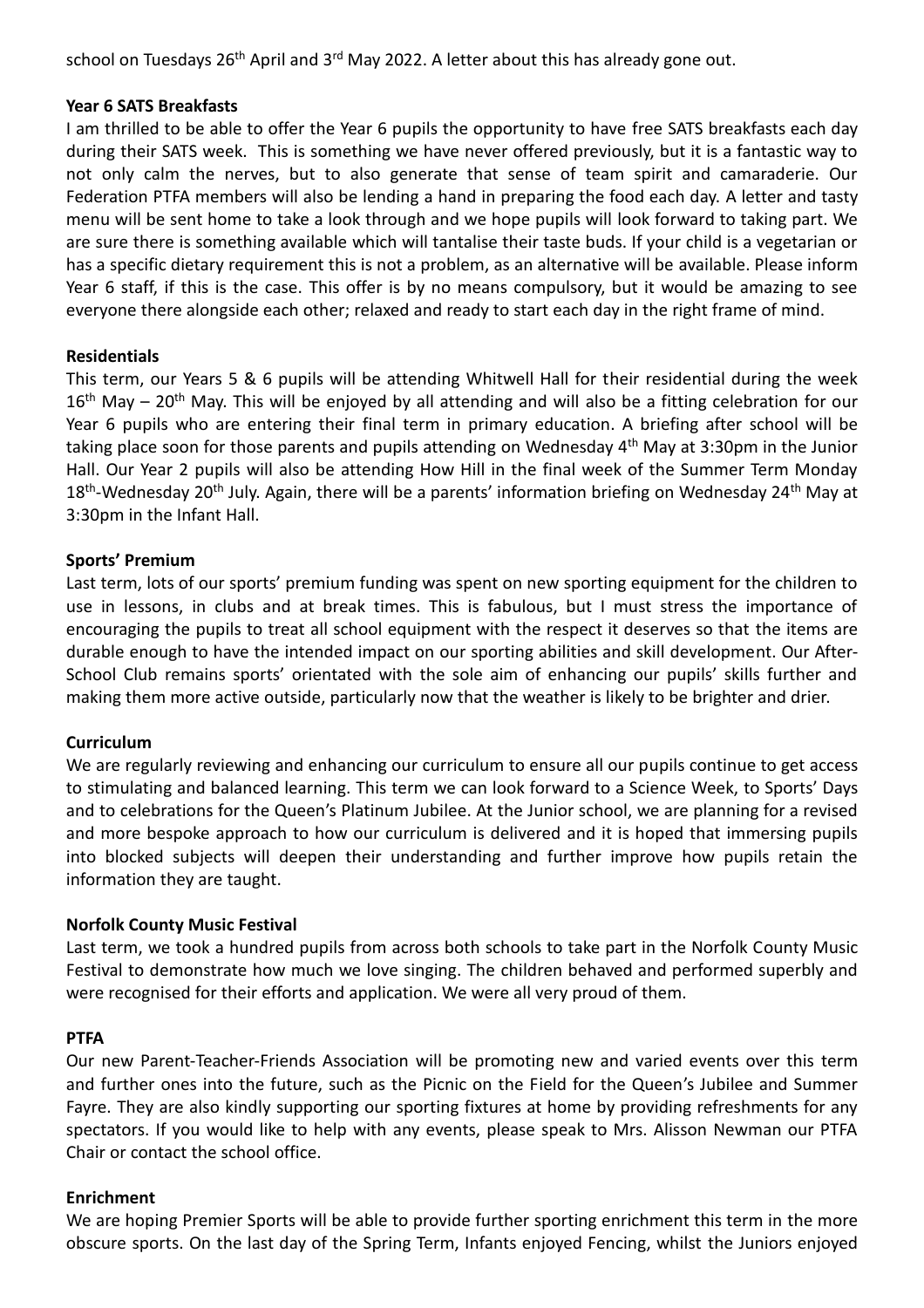school on Tuesdays 26th April and 3rd May 2022. A letter about this has already gone out.

**Year 6 SATS Breakfasts**

I am thrilled to be able to offer the Year 6 pupils the opportunity to have free SATS breakfasts each day during their SATS week. This is something we have never offered previously, but it is a fantastic way to not only calm the nerves, but to also generate that sense of team spirit and camaraderie. Our Federation PTFA members will also be lending a hand in preparing the food each day. A letter and tasty menu will be sent home to take a look through and we hope pupils will look forward to taking part. We are sure there is something available which will tantalise their taste buds. If your child is a vegetarian or has a specific dietary requirement this is not a problem, as an alternative will be available. Please inform Year 6 staff, if this is the case. This offer is by no means compulsory, but it would be amazing to see everyone there alongside each other; relaxed and ready to start each day in the right frame of mind.

**Residentials**

This term, our Years 5 & 6 pupils will be attending Whitwell Hall for their residential during the week 16th May – 20th May. This will be enjoyed by all attending and will also be a fitting celebration for our Year 6 pupils who are entering their final term in primary education. A briefing after school will be taking place soon for those parents and pupils attending on Wednesday 4th May at 3:30pm in the Junior Hall. Our Year 2 pupils will also be attending How Hill in the final week of the Summer Term Monday 18th-Wednesday 20th July. Again, there will be a parents' information briefing on Wednesday 24th May at 3:30pm in the Infant Hall.

**Sports' Premium**

Last term, lots of our sports' premium funding was spent on new sporting equipment for the children to use in lessons, in clubs and at break times. This is fabulous, but I must stress the importance of encouraging the pupils to treat all school equipment with the respect it deserves so that the items are durable enough to have the intended impact on our sporting abilities and skill development. Our After-School Club remains sports' orientated with the sole aim of enhancing our pupils' skills further and making them more active outside, particularly now that the weather is likely to be brighter and drier.

**Curriculum**

We are regularly reviewing and enhancing our curriculum to ensure all our pupils continue to get access to stimulating and balanced learning. This term we can look forward to a Science Week, to Sports' Days and to celebrations for the Queen's Platinum Jubilee. At the Junior school, we are planning for a revised and more bespoke approach to how our curriculum is delivered and it is hoped that immersing pupils into blocked subjects will deepen their understanding and further improve how pupils retain the information they are taught.

**Norfolk County Music Festival**

Last term, we took a hundred pupils from across both schools to take part in the Norfolk County Music Festival to demonstrate how much we love singing. The children behaved and performed superbly and were recognised for their efforts and application. We were all very proud of them.

**PTFA**

Our new Parent-Teacher-Friends Association will be promoting new and varied events over this term and further ones into the future, such as the Picnic on the Field for the Queen's Jubilee and Summer Fayre. They are also kindly supporting our sporting fixtures at home by providing refreshments for any spectators. If you would like to help with any events, please speak to Mrs. Alisson Newman our PTFA Chair or contact the school office.

**Enrichment**

We are hoping Premier Sports will be able to provide further sporting enrichment this term in the more obscure sports. On the last day of the Spring Term, Infants enjoyed Fencing, whilst the Juniors enjoyed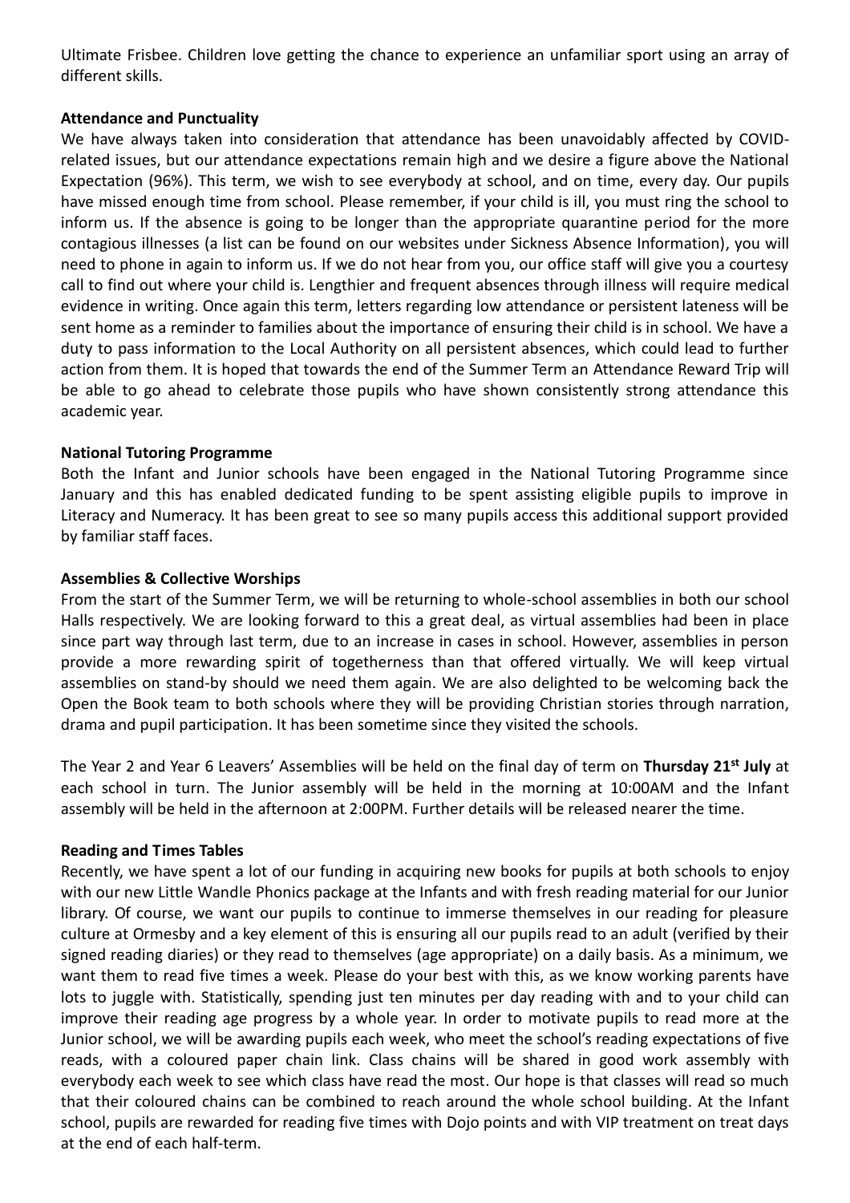Ultimate Frisbee. Children love getting the chance to experience an unfamiliar sport using an array of different skills.

**Attendance and Punctuality**

We have always taken into consideration that attendance has been unavoidably affected by COVID-related issues, but our attendance expectations remain high and we desire a figure above the National Expectation (96%). This term, we wish to see everybody at school, and on time, every day. Our pupils have missed enough time from school. Please remember, if your child is ill, you must ring the school to inform us. If the absence is going to be longer than the appropriate quarantine period for the more contagious illnesses (a list can be found on our websites under Sickness Absence Information), you will need to phone in again to inform us. If we do not hear from you, our office staff will give you a courtesy call to find out where your child is. Lengthier and frequent absences through illness will require medical evidence in writing. Once again this term, letters regarding low attendance or persistent lateness will be sent home as a reminder to families about the importance of ensuring their child is in school. We have a duty to pass information to the Local Authority on all persistent absences, which could lead to further action from them. It is hoped that towards the end of the Summer Term an Attendance Reward Trip will be able to go ahead to celebrate those pupils who have shown consistently strong attendance this academic year.

**National Tutoring Programme**

Both the Infant and Junior schools have been engaged in the National Tutoring Programme since January and this has enabled dedicated funding to be spent assisting eligible pupils to improve in Literacy and Numeracy. It has been great to see so many pupils access this additional support provided by familiar staff faces.

**Assemblies & Collective Worships**

From the start of the Summer Term, we will be returning to whole-school assemblies in both our school Halls respectively. We are looking forward to this a great deal, as virtual assemblies had been in place since part way through last term, due to an increase in cases in school. However, assemblies in person provide a more rewarding spirit of togetherness than that offered virtually. We will keep virtual assemblies on stand-by should we need them again. We are also delighted to be welcoming back the Open the Book team to both schools where they will be providing Christian stories through narration, drama and pupil participation. It has been sometime since they visited the schools.

The Year 2 and Year 6 Leavers' Assemblies will be held on the final day of term on **Thursday 21st July** at each school in turn. The Junior assembly will be held in the morning at 10:00AM and the Infant assembly will be held in the afternoon at 2:00PM. Further details will be released nearer the time.

**Reading and Times Tables**

Recently, we have spent a lot of our funding in acquiring new books for pupils at both schools to enjoy with our new Little Wandle Phonics package at the Infants and with fresh reading material for our Junior library. Of course, we want our pupils to continue to immerse themselves in our reading for pleasure culture at Ormesby and a key element of this is ensuring all our pupils read to an adult (verified by their signed reading diaries) or they read to themselves (age appropriate) on a daily basis. As a minimum, we want them to read five times a week. Please do your best with this, as we know working parents have lots to juggle with. Statistically, spending just ten minutes per day reading with and to your child can improve their reading age progress by a whole year. In order to motivate pupils to read more at the Junior school, we will be awarding pupils each week, who meet the school's reading expectations of five reads, with a coloured paper chain link. Class chains will be shared in good work assembly with everybody each week to see which class have read the most. Our hope is that classes will read so much that their coloured chains can be combined to reach around the whole school building. At the Infant school, pupils are rewarded for reading five times with Dojo points and with VIP treatment on treat days at the end of each half-term.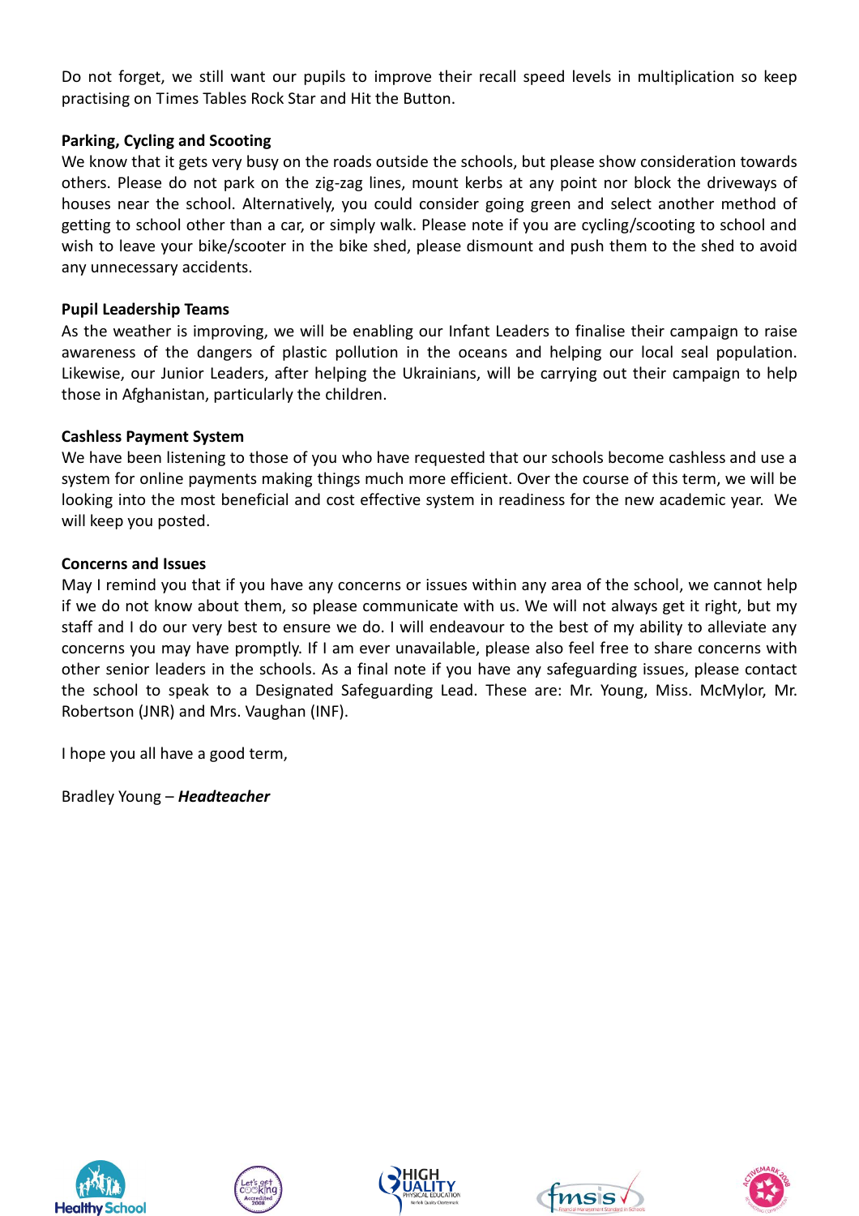Do not forget, we still want our pupils to improve their recall speed levels in multiplication so keep practising on Times Tables Rock Star and Hit the Button.

**Parking, Cycling and Scooting**

We know that it gets very busy on the roads outside the schools, but please show consideration towards others. Please do not park on the zig-zag lines, mount kerbs at any point nor block the driveways of houses near the school. Alternatively, you could consider going green and select another method of getting to school other than a car, or simply walk. Please note if you are cycling/scooting to school and wish to leave your bike/scooter in the bike shed, please dismount and push them to the shed to avoid any unnecessary accidents.

**Pupil Leadership Teams**

As the weather is improving, we will be enabling our Infant Leaders to finalise their campaign to raise awareness of the dangers of plastic pollution in the oceans and helping our local seal population. Likewise, our Junior Leaders, after helping the Ukrainians, will be carrying out their campaign to help those in Afghanistan, particularly the children.

**Cashless Payment System**

We have been listening to those of you who have requested that our schools become cashless and use a system for online payments making things much more efficient. Over the course of this term, we will be looking into the most beneficial and cost effective system in readiness for the new academic year. We will keep you posted.

**Concerns and Issues**

May I remind you that if you have any concerns or issues within any area of the school, we cannot help if we do not know about them, so please communicate with us. We will not always get it right, but my staff and I do our very best to ensure we do. I will endeavour to the best of my ability to alleviate any concerns you may have promptly. If I am ever unavailable, please also feel free to share concerns with other senior leaders in the schools. As a final note if you have any safeguarding issues, please contact the school to speak to a Designated Safeguarding Lead. These are: Mr. Young, Miss. McMylor, Mr. Robertson (JNR) and Mrs. Vaughan (INF).

I hope you all have a good term,

Bradley Young – ***Headteacher***